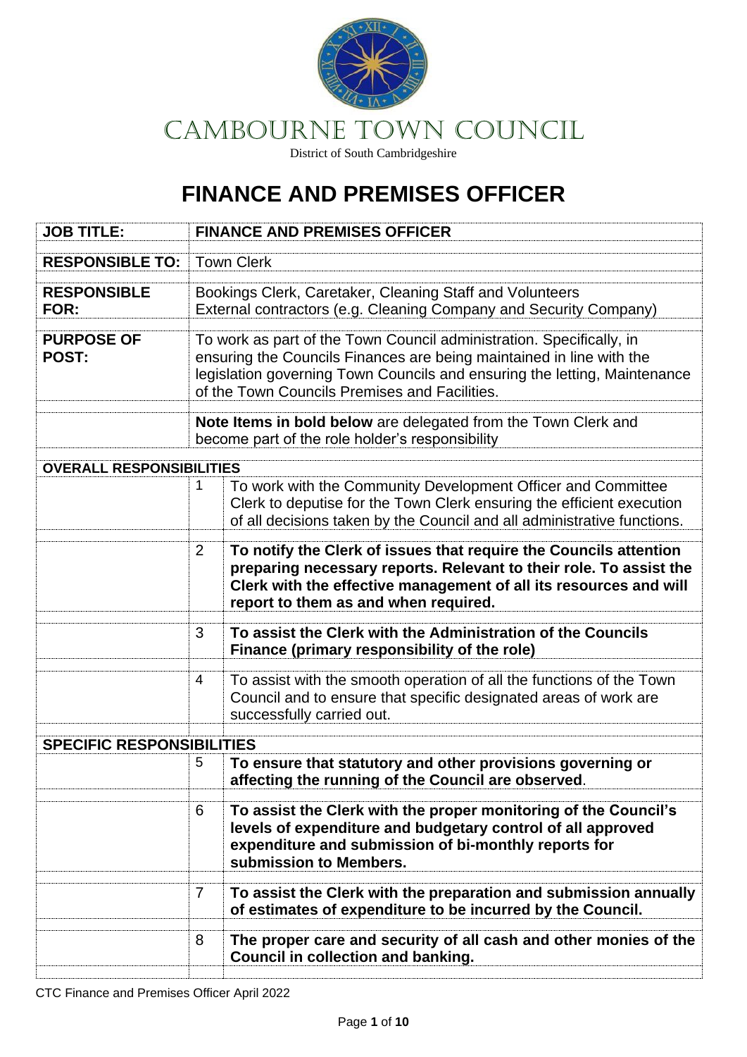# CAMBOURNE TOWN COUNCIL

District of South Cambridgeshire

# FINANCE AND PREMISES OFFICER

| | | |
|---|---|---|
| **JOB TITLE:** | **FINANCE AND PREMISES OFFICER** | |
| **RESPONSIBLE TO:** | Town Clerk | |
| **RESPONSIBLE FOR:** | Bookings Clerk, Caretaker, Cleaning Staff and Volunteers<br>External contractors (e.g. Cleaning Company and Security Company) | |
| **PURPOSE OF POST:** | To work as part of the Town Council administration. Specifically, in ensuring the Councils Finances are being maintained in line with the legislation governing Town Councils and ensuring the letting, Maintenance of the Town Councils Premises and Facilities. | |
| | **Note Items in bold below** are delegated from the Town Clerk and become part of the role holder's responsibility | |
| **OVERALL RESPONSIBILITIES** | | |
| | 1 | To work with the Community Development Officer and Committee Clerk to deputise for the Town Clerk ensuring the efficient execution of all decisions taken by the Council and all administrative functions. |
| | 2 | **To notify the Clerk of issues that require the Councils attention preparing necessary reports. Relevant to their role. To assist the Clerk with the effective management of all its resources and will report to them as and when required.** |
| | 3 | **To assist the Clerk with the Administration of the Councils Finance (primary responsibility of the role)** |
| | 4 | To assist with the smooth operation of all the functions of the Town Council and to ensure that specific designated areas of work are successfully carried out. |
| **SPECIFIC RESPONSIBILITIES** | | |
| | 5 | **To ensure that statutory and other provisions governing or affecting the running of the Council are observed**. |
| | 6 | **To assist the Clerk with the proper monitoring of the Council's levels of expenditure and budgetary control of all approved expenditure and submission of bi-monthly reports for submission to Members.** |
| | 7 | **To assist the Clerk with the preparation and submission annually of estimates of expenditure to be incurred by the Council.** |
| | 8 | **The proper care and security of all cash and other monies of the Council in collection and banking.** |

CTC Finance and Premises Officer April 2022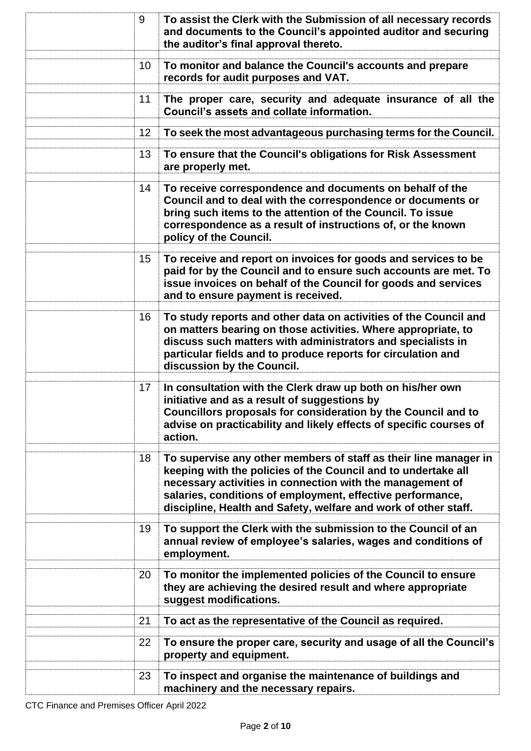|  | 9 | **To assist the Clerk with the Submission of all necessary records and documents to the Council's appointed auditor and securing the auditor's final approval thereto.** |
|---|---|---|
|  | 10 | **To monitor and balance the Council's accounts and prepare records for audit purposes and VAT.** |
|  | 11 | **The proper care, security and adequate insurance of all the Council's assets and collate information.** |
|  | 12 | **To seek the most advantageous purchasing terms for the Council.** |
|  | 13 | **To ensure that the Council's obligations for Risk Assessment are properly met.** |
|  | 14 | **To receive correspondence and documents on behalf of the Council and to deal with the correspondence or documents or bring such items to the attention of the Council. To issue correspondence as a result of instructions of, or the known policy of the Council.** |
|  | 15 | **To receive and report on invoices for goods and services to be paid for by the Council and to ensure such accounts are met. To issue invoices on behalf of the Council for goods and services and to ensure payment is received.** |
|  | 16 | **To study reports and other data on activities of the Council and on matters bearing on those activities. Where appropriate, to discuss such matters with administrators and specialists in particular fields and to produce reports for circulation and discussion by the Council.** |
|  | 17 | **In consultation with the Clerk draw up both on his/her own initiative and as a result of suggestions by Councillors proposals for consideration by the Council and to advise on practicability and likely effects of specific courses of action.** |
|  | 18 | **To supervise any other members of staff as their line manager in keeping with the policies of the Council and to undertake all necessary activities in connection with the management of salaries, conditions of employment, effective performance, discipline, Health and Safety, welfare and work of other staff.** |
|  | 19 | **To support the Clerk with the submission to the Council of an annual review of employee's salaries, wages and conditions of employment.** |
|  | 20 | **To monitor the implemented policies of the Council to ensure they are achieving the desired result and where appropriate suggest modifications.** |
|  | 21 | **To act as the representative of the Council as required.** |
|  | 22 | **To ensure the proper care, security and usage of all the Council's property and equipment.** |
|  | 23 | **To inspect and organise the maintenance of buildings and machinery and the necessary repairs.** |

CTC Finance and Premises Officer April 2022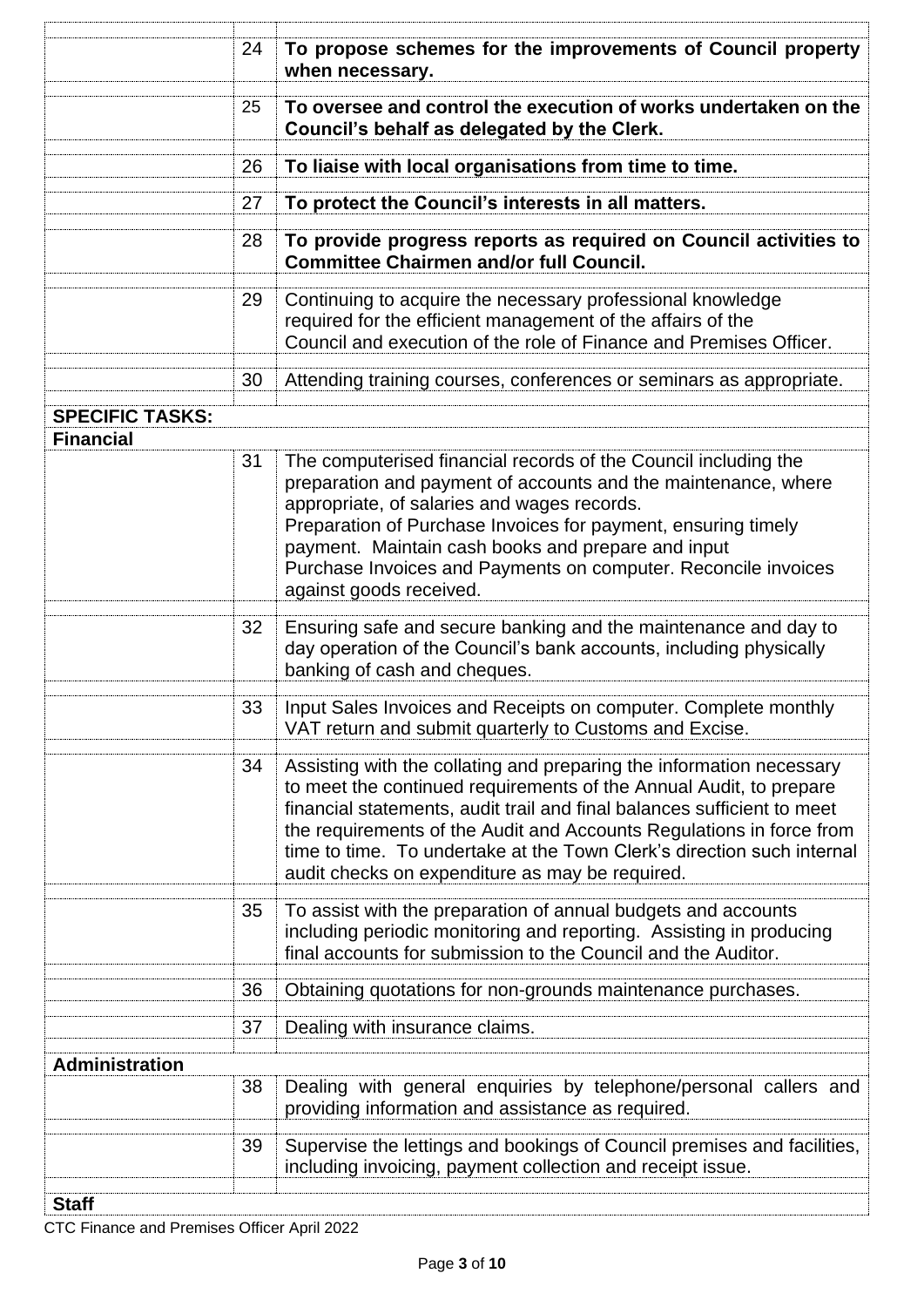| | | |
|---|---|---|
| | 24 | **To propose schemes for the improvements of Council property when necessary.** |
| | 25 | **To oversee and control the execution of works undertaken on the Council's behalf as delegated by the Clerk.** |
| | 26 | **To liaise with local organisations from time to time.** |
| | 27 | **To protect the Council's interests in all matters.** |
| | 28 | **To provide progress reports as required on Council activities to Committee Chairmen and/or full Council.** |
| | 29 | Continuing to acquire the necessary professional knowledge required for the efficient management of the affairs of the Council and execution of the role of Finance and Premises Officer. |
| | 30 | Attending training courses, conferences or seminars as appropriate. |
| **SPECIFIC TASKS:** | | |
| **Financial** | | |
| | 31 | The computerised financial records of the Council including the preparation and payment of accounts and the maintenance, where appropriate, of salaries and wages records. Preparation of Purchase Invoices for payment, ensuring timely payment. Maintain cash books and prepare and input Purchase Invoices and Payments on computer. Reconcile invoices against goods received. |
| | 32 | Ensuring safe and secure banking and the maintenance and day to day operation of the Council's bank accounts, including physically banking of cash and cheques. |
| | 33 | Input Sales Invoices and Receipts on computer. Complete monthly VAT return and submit quarterly to Customs and Excise. |
| | 34 | Assisting with the collating and preparing the information necessary to meet the continued requirements of the Annual Audit, to prepare financial statements, audit trail and final balances sufficient to meet the requirements of the Audit and Accounts Regulations in force from time to time. To undertake at the Town Clerk's direction such internal audit checks on expenditure as may be required. |
| | 35 | To assist with the preparation of annual budgets and accounts including periodic monitoring and reporting. Assisting in producing final accounts for submission to the Council and the Auditor. |
| | 36 | Obtaining quotations for non-grounds maintenance purchases. |
| | 37 | Dealing with insurance claims. |
| **Administration** | | |
| | 38 | Dealing with general enquiries by telephone/personal callers and providing information and assistance as required. |
| | 39 | Supervise the lettings and bookings of Council premises and facilities, including invoicing, payment collection and receipt issue. |
| **Staff** | | |

CTC Finance and Premises Officer April 2022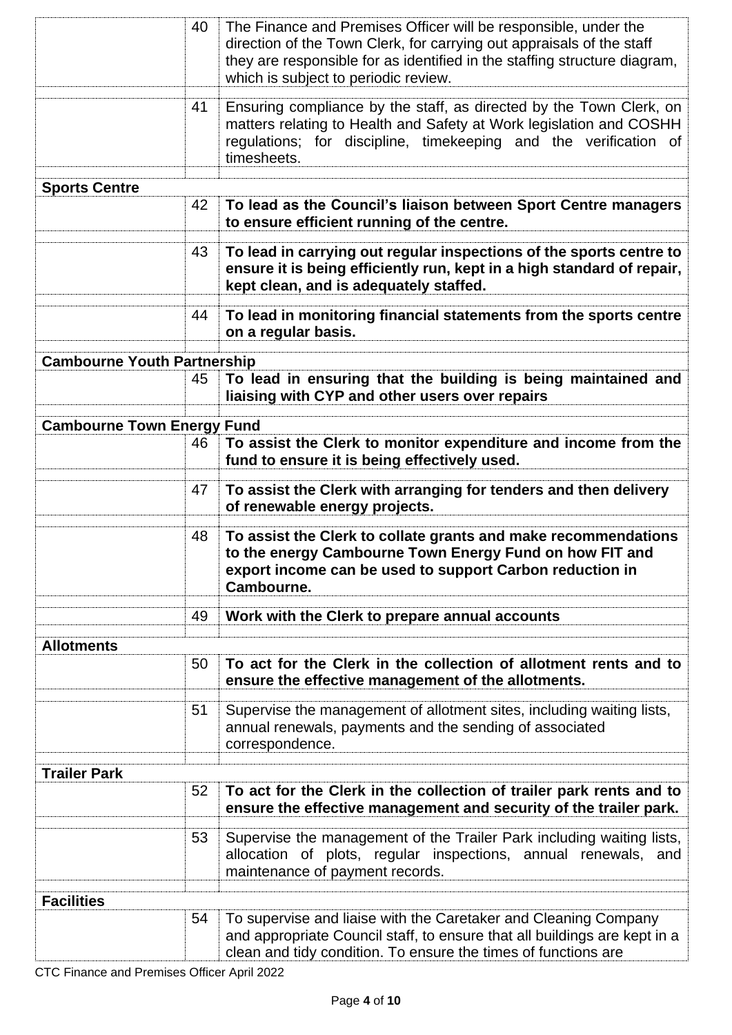| | | |
|---|---|---|
| | 40 | The Finance and Premises Officer will be responsible, under the direction of the Town Clerk, for carrying out appraisals of the staff they are responsible for as identified in the staffing structure diagram, which is subject to periodic review. |
| | 41 | Ensuring compliance by the staff, as directed by the Town Clerk, on matters relating to Health and Safety at Work legislation and COSHH regulations; for discipline, timekeeping and the verification of timesheets. |
| **Sports Centre** | | |
| | 42 | **To lead as the Council's liaison between Sport Centre managers to ensure efficient running of the centre.** |
| | 43 | **To lead in carrying out regular inspections of the sports centre to ensure it is being efficiently run, kept in a high standard of repair, kept clean, and is adequately staffed.** |
| | 44 | **To lead in monitoring financial statements from the sports centre on a regular basis.** |
| **Cambourne Youth Partnership** | | |
| | 45 | **To lead in ensuring that the building is being maintained and liaising with CYP and other users over repairs** |
| **Cambourne Town Energy Fund** | | |
| | 46 | **To assist the Clerk to monitor expenditure and income from the fund to ensure it is being effectively used.** |
| | 47 | **To assist the Clerk with arranging for tenders and then delivery of renewable energy projects.** |
| | 48 | **To assist the Clerk to collate grants and make recommendations to the energy Cambourne Town Energy Fund on how FIT and export income can be used to support Carbon reduction in Cambourne.** |
| | 49 | **Work with the Clerk to prepare annual accounts** |
| **Allotments** | | |
| | 50 | **To act for the Clerk in the collection of allotment rents and to ensure the effective management of the allotments.** |
| | 51 | Supervise the management of allotment sites, including waiting lists, annual renewals, payments and the sending of associated correspondence. |
| **Trailer Park** | | |
| | 52 | **To act for the Clerk in the collection of trailer park rents and to ensure the effective management and security of the trailer park.** |
| | 53 | Supervise the management of the Trailer Park including waiting lists, allocation of plots, regular inspections, annual renewals, and maintenance of payment records. |
| **Facilities** | | |
| | 54 | To supervise and liaise with the Caretaker and Cleaning Company and appropriate Council staff, to ensure that all buildings are kept in a clean and tidy condition. To ensure the times of functions are |

CTC Finance and Premises Officer April 2022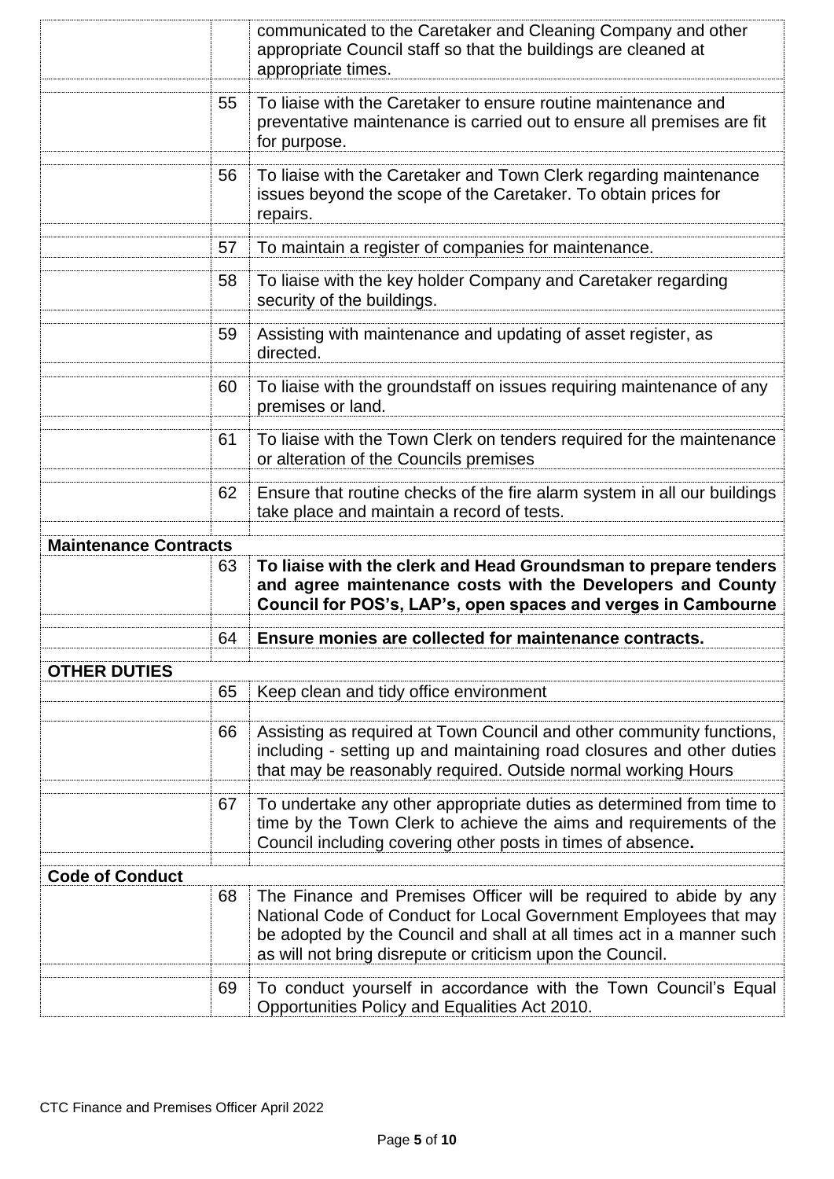| | | |
|---|---|---|
| | | communicated to the Caretaker and Cleaning Company and other appropriate Council staff so that the buildings are cleaned at appropriate times. |
| | 55 | To liaise with the Caretaker to ensure routine maintenance and preventative maintenance is carried out to ensure all premises are fit for purpose. |
| | 56 | To liaise with the Caretaker and Town Clerk regarding maintenance issues beyond the scope of the Caretaker. To obtain prices for repairs. |
| | 57 | To maintain a register of companies for maintenance. |
| | 58 | To liaise with the key holder Company and Caretaker regarding security of the buildings. |
| | 59 | Assisting with maintenance and updating of asset register, as directed. |
| | 60 | To liaise with the groundstaff on issues requiring maintenance of any premises or land. |
| | 61 | To liaise with the Town Clerk on tenders required for the maintenance or alteration of the Councils premises |
| | 62 | Ensure that routine checks of the fire alarm system in all our buildings take place and maintain a record of tests. |
| **Maintenance Contracts** | | |
| | 63 | **To liaise with the clerk and Head Groundsman to prepare tenders and agree maintenance costs with the Developers and County Council for POS's, LAP's, open spaces and verges in Cambourne** |
| | 64 | **Ensure monies are collected for maintenance contracts.** |
| **OTHER DUTIES** | | |
| | 65 | Keep clean and tidy office environment |
| | 66 | Assisting as required at Town Council and other community functions, including - setting up and maintaining road closures and other duties that may be reasonably required. Outside normal working Hours |
| | 67 | To undertake any other appropriate duties as determined from time to time by the Town Clerk to achieve the aims and requirements of the Council including covering other posts in times of absence. |
| **Code of Conduct** | | |
| | 68 | The Finance and Premises Officer will be required to abide by any National Code of Conduct for Local Government Employees that may be adopted by the Council and shall at all times act in a manner such as will not bring disrepute or criticism upon the Council. |
| | 69 | To conduct yourself in accordance with the Town Council's Equal Opportunities Policy and Equalities Act 2010. |

CTC Finance and Premises Officer April 2022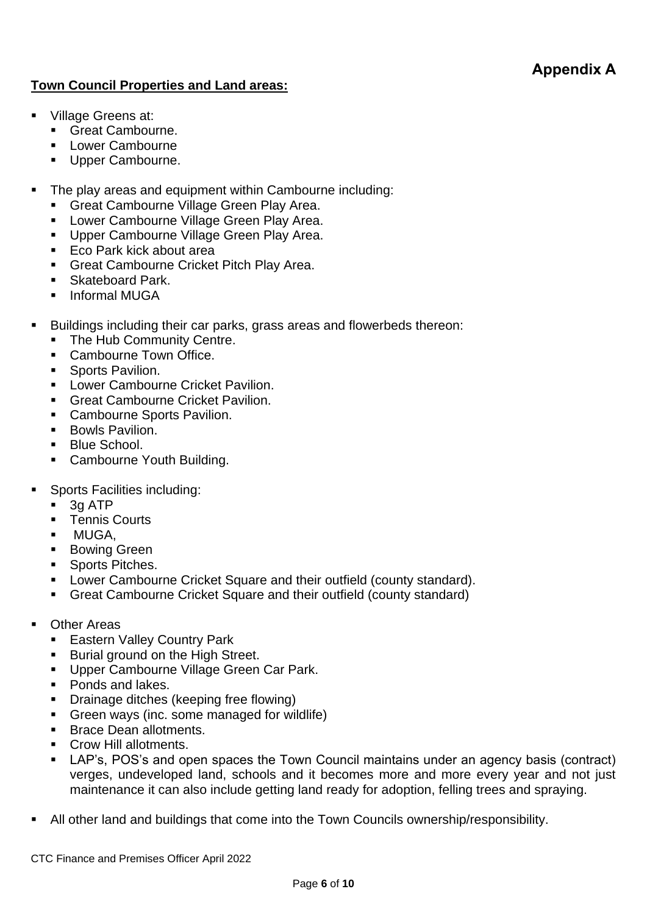**Appendix A**

**Town Council Properties and Land areas:**

- Village Greens at:
  - Great Cambourne.
  - Lower Cambourne
  - Upper Cambourne.

- The play areas and equipment within Cambourne including:
  - Great Cambourne Village Green Play Area.
  - Lower Cambourne Village Green Play Area.
  - Upper Cambourne Village Green Play Area.
  - Eco Park kick about area
  - Great Cambourne Cricket Pitch Play Area.
  - Skateboard Park.
  - Informal MUGA

- Buildings including their car parks, grass areas and flowerbeds thereon:
  - The Hub Community Centre.
  - Cambourne Town Office.
  - Sports Pavilion.
  - Lower Cambourne Cricket Pavilion.
  - Great Cambourne Cricket Pavilion.
  - Cambourne Sports Pavilion.
  - Bowls Pavilion.
  - Blue School.
  - Cambourne Youth Building.

- Sports Facilities including:
  - 3g ATP
  - Tennis Courts
  - MUGA,
  - Bowing Green
  - Sports Pitches.
  - Lower Cambourne Cricket Square and their outfield (county standard).
  - Great Cambourne Cricket Square and their outfield (county standard)

- Other Areas
  - Eastern Valley Country Park
  - Burial ground on the High Street.
  - Upper Cambourne Village Green Car Park.
  - Ponds and lakes.
  - Drainage ditches (keeping free flowing)
  - Green ways (inc. some managed for wildlife)
  - Brace Dean allotments.
  - Crow Hill allotments.
  - LAP's, POS's and open spaces the Town Council maintains under an agency basis (contract) verges, undeveloped land, schools and it becomes more and more every year and not just maintenance it can also include getting land ready for adoption, felling trees and spraying.

- All other land and buildings that come into the Town Councils ownership/responsibility.

CTC Finance and Premises Officer April 2022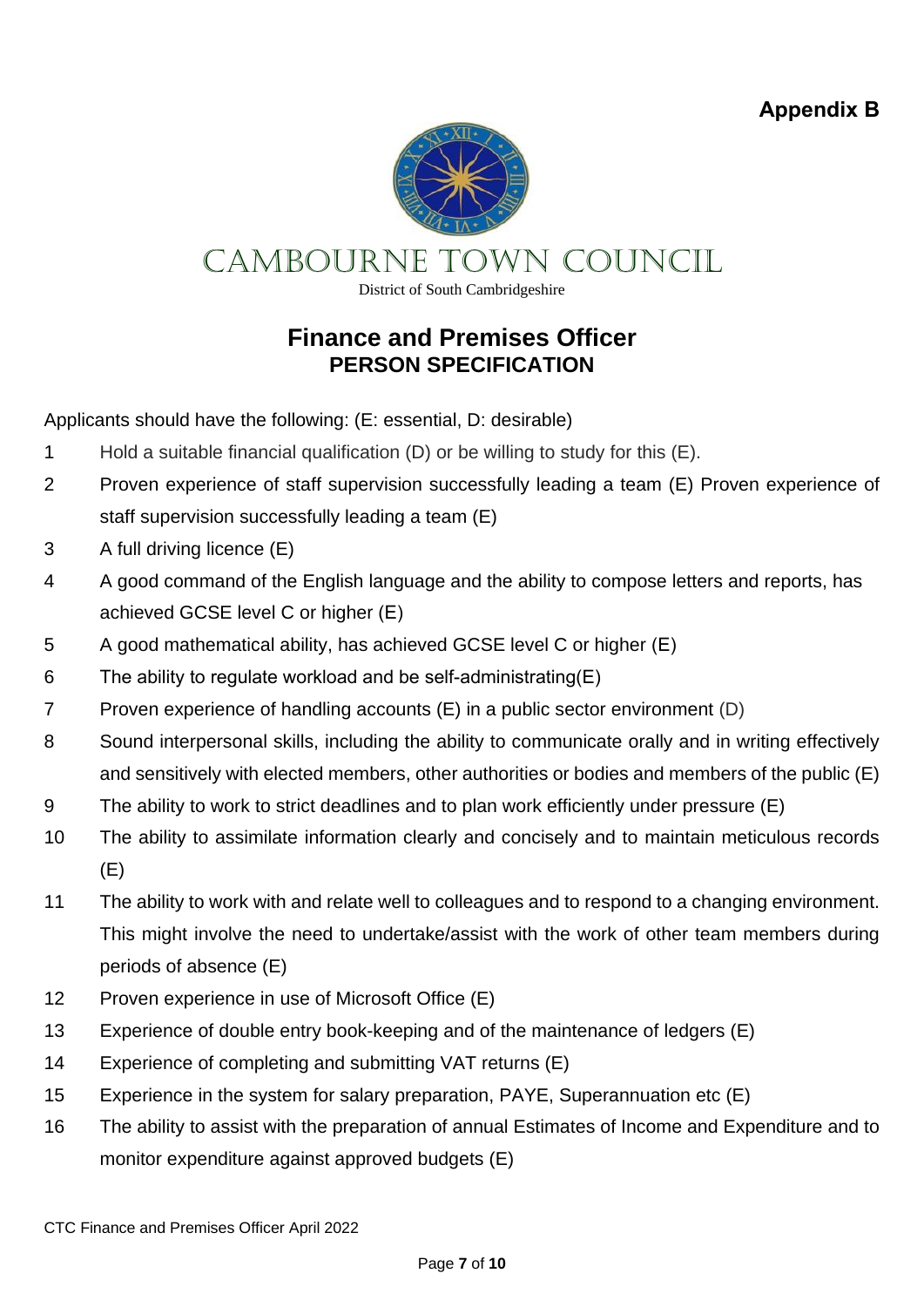**Appendix B**

CAMBOURNE TOWN COUNCIL

District of South Cambridgeshire

# Finance and Premises Officer

## PERSON SPECIFICATION

Applicants should have the following: (E: essential, D: desirable)

1. Hold a suitable financial qualification (D) or be willing to study for this (E).
2. Proven experience of staff supervision successfully leading a team (E) Proven experience of staff supervision successfully leading a team (E)
3. A full driving licence (E)
4. A good command of the English language and the ability to compose letters and reports, has achieved GCSE level C or higher (E)
5. A good mathematical ability, has achieved GCSE level C or higher (E)
6. The ability to regulate workload and be self-administrating(E)
7. Proven experience of handling accounts (E) in a public sector environment (D)
8. Sound interpersonal skills, including the ability to communicate orally and in writing effectively and sensitively with elected members, other authorities or bodies and members of the public (E)
9. The ability to work to strict deadlines and to plan work efficiently under pressure (E)
10. The ability to assimilate information clearly and concisely and to maintain meticulous records (E)
11. The ability to work with and relate well to colleagues and to respond to a changing environment. This might involve the need to undertake/assist with the work of other team members during periods of absence (E)
12. Proven experience in use of Microsoft Office (E)
13. Experience of double entry book-keeping and of the maintenance of ledgers (E)
14. Experience of completing and submitting VAT returns (E)
15. Experience in the system for salary preparation, PAYE, Superannuation etc (E)
16. The ability to assist with the preparation of annual Estimates of Income and Expenditure and to monitor expenditure against approved budgets (E)

CTC Finance and Premises Officer April 2022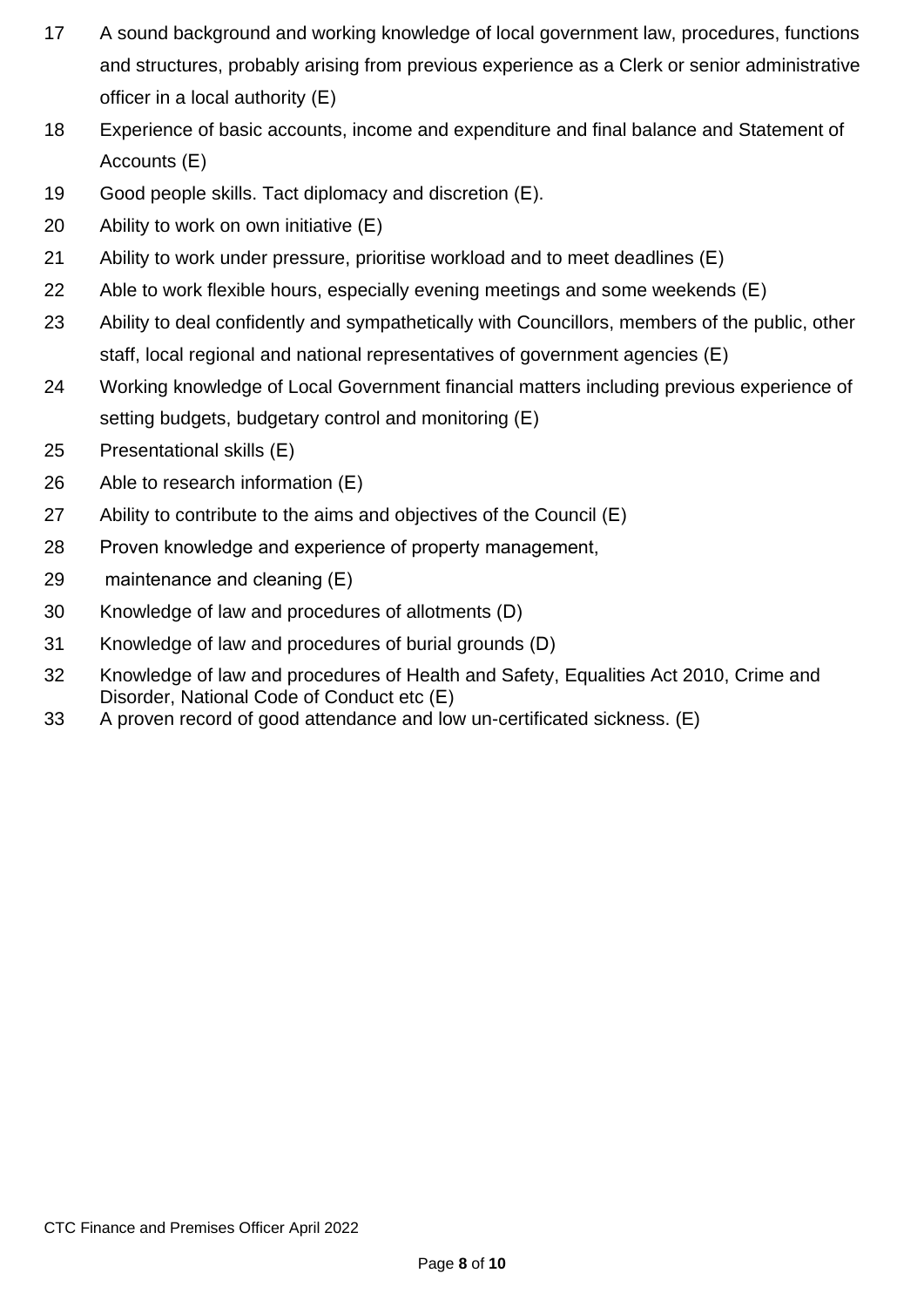17 A sound background and working knowledge of local government law, procedures, functions and structures, probably arising from previous experience as a Clerk or senior administrative officer in a local authority (E)

18 Experience of basic accounts, income and expenditure and final balance and Statement of Accounts (E)

19 Good people skills. Tact diplomacy and discretion (E).

20 Ability to work on own initiative (E)

21 Ability to work under pressure, prioritise workload and to meet deadlines (E)

22 Able to work flexible hours, especially evening meetings and some weekends (E)

23 Ability to deal confidently and sympathetically with Councillors, members of the public, other staff, local regional and national representatives of government agencies (E)

24 Working knowledge of Local Government financial matters including previous experience of setting budgets, budgetary control and monitoring (E)

25 Presentational skills (E)

26 Able to research information (E)

27 Ability to contribute to the aims and objectives of the Council (E)

28 Proven knowledge and experience of property management,

29 maintenance and cleaning (E)

30 Knowledge of law and procedures of allotments (D)

31 Knowledge of law and procedures of burial grounds (D)

32 Knowledge of law and procedures of Health and Safety, Equalities Act 2010, Crime and Disorder, National Code of Conduct etc (E)

33 A proven record of good attendance and low un-certificated sickness. (E)

CTC Finance and Premises Officer April 2022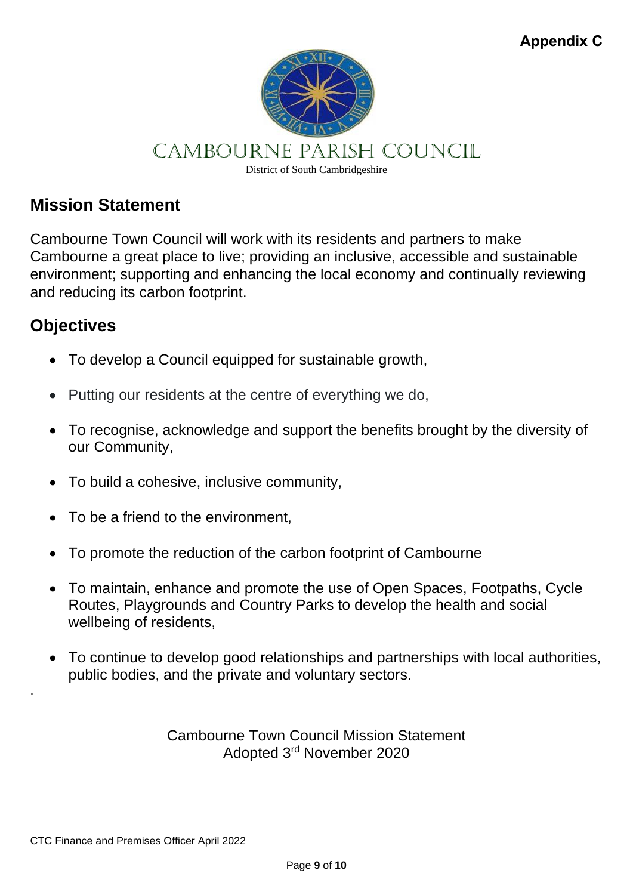**Appendix C**

CAMBOURNE PARISH COUNCIL

District of South Cambridgeshire

## Mission Statement

Cambourne Town Council will work with its residents and partners to make Cambourne a great place to live; providing an inclusive, accessible and sustainable environment; supporting and enhancing the local economy and continually reviewing and reducing its carbon footprint.

## Objectives

- To develop a Council equipped for sustainable growth,
- Putting our residents at the centre of everything we do,
- To recognise, acknowledge and support the benefits brought by the diversity of our Community,
- To build a cohesive, inclusive community,
- To be a friend to the environment,
- To promote the reduction of the carbon footprint of Cambourne
- To maintain, enhance and promote the use of Open Spaces, Footpaths, Cycle Routes, Playgrounds and Country Parks to develop the health and social wellbeing of residents,
- To continue to develop good relationships and partnerships with local authorities, public bodies, and the private and voluntary sectors.

Cambourne Town Council Mission Statement
Adopted 3rd November 2020

CTC Finance and Premises Officer April 2022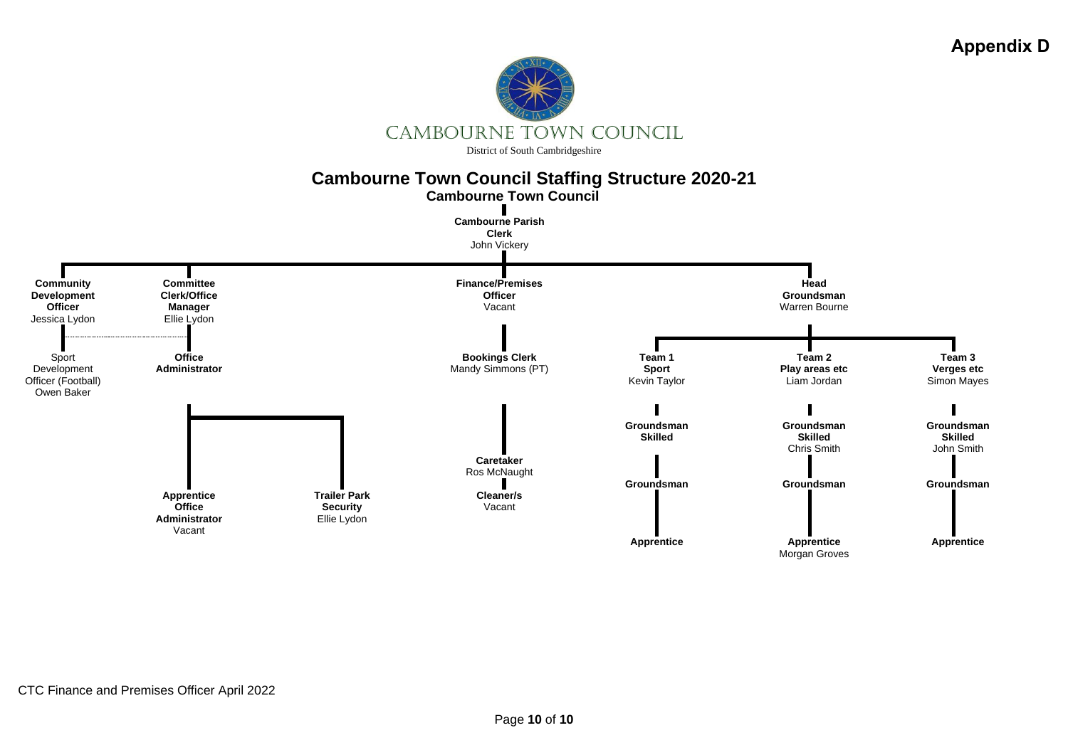**Appendix D**

CAMBOURNE TOWN COUNCIL

District of South Cambridgeshire

# Cambourne Town Council Staffing Structure 2020-21

**Cambourne Town Council**

**Cambourne Parish Clerk**
John Vickery

**Community Development Officer**
Jessica Lydon

Sport Development Officer (Football)
Owen Baker

**Committee Clerk/Office Manager**
Ellie Lydon

**Office Administrator**

**Apprentice Office Administrator**
Vacant

**Trailer Park Security**
Ellie Lydon

**Finance/Premises Officer**
Vacant

**Bookings Clerk**
Mandy Simmons (PT)

**Caretaker**
Ros McNaught

**Cleaner/s**
Vacant

**Head Groundsman**
Warren Bourne

**Team 1 Sport**
Kevin Taylor

**Groundsman Skilled**

**Groundsman**

**Apprentice**

**Team 2 Play areas etc**
Liam Jordan

**Groundsman Skilled**
Chris Smith

**Groundsman**

**Apprentice**
Morgan Groves

**Team 3 Verges etc**
Simon Mayes

**Groundsman Skilled**
John Smith

**Groundsman**

**Apprentice**

CTC Finance and Premises Officer April 2022